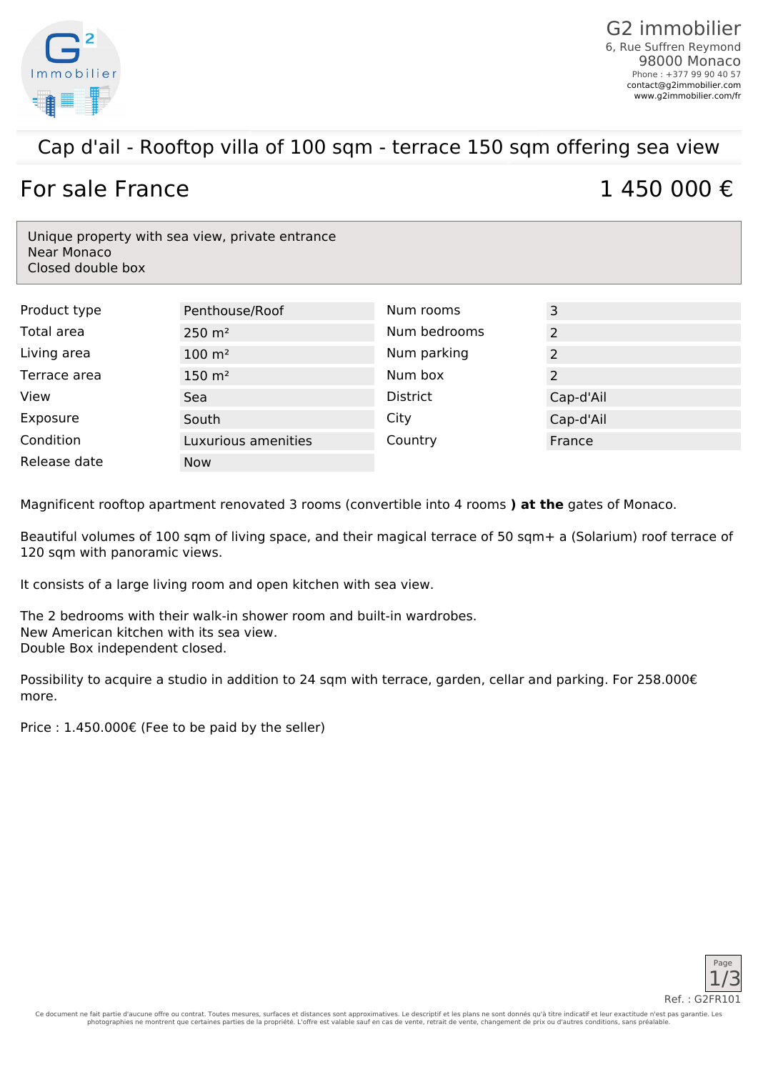G2 immobilier
6, Rue Suffren Reymond
98000 Monaco
Phone : +377 99 90 40 57
contact@g2immobilier.com
www.g2immobilier.com/fr

# Cap d'ail - Rooftop villa of 100 sqm - terrace 150 sqm offering sea view

## For sale France

## 1 450 000 €

Unique property with sea view, private entrance
Near Monaco
Closed double box

| | | | |
|---|---|---|---|
| Product type | Penthouse/Roof | Num rooms | 3 |
| Total area | 250 m² | Num bedrooms | 2 |
| Living area | 100 m² | Num parking | 2 |
| Terrace area | 150 m² | Num box | 2 |
| View | Sea | District | Cap-d'Ail |
| Exposure | South | City | Cap-d'Ail |
| Condition | Luxurious amenities | Country | France |
| Release date | Now | | |

Magnificent rooftop apartment renovated 3 rooms (convertible into 4 rooms **) at the** gates of Monaco.

Beautiful volumes of 100 sqm of living space, and their magical terrace of 50 sqm+ a (Solarium) roof terrace of 120 sqm with panoramic views.

It consists of a large living room and open kitchen with sea view.

The 2 bedrooms with their walk-in shower room and built-in wardrobes.
New American kitchen with its sea view.
Double Box independent closed.

Possibility to acquire a studio in addition to 24 sqm with terrace, garden, cellar and parking. For 258.000€ more.

Price : 1.450.000€ (Fee to be paid by the seller)

Ref. : G2FR101

Ce document ne fait partie d'aucune offre ou contrat. Toutes mesures, surfaces et distances sont approximatives. Le descriptif et les plans ne sont donnés qu'à titre indicatif et leur exactitude n'est pas garantie. Les photographies ne montrent que certaines parties de la propriété. L'offre est valable sauf en cas de vente, retrait de vente, changement de prix ou d'autres conditions, sans préalable.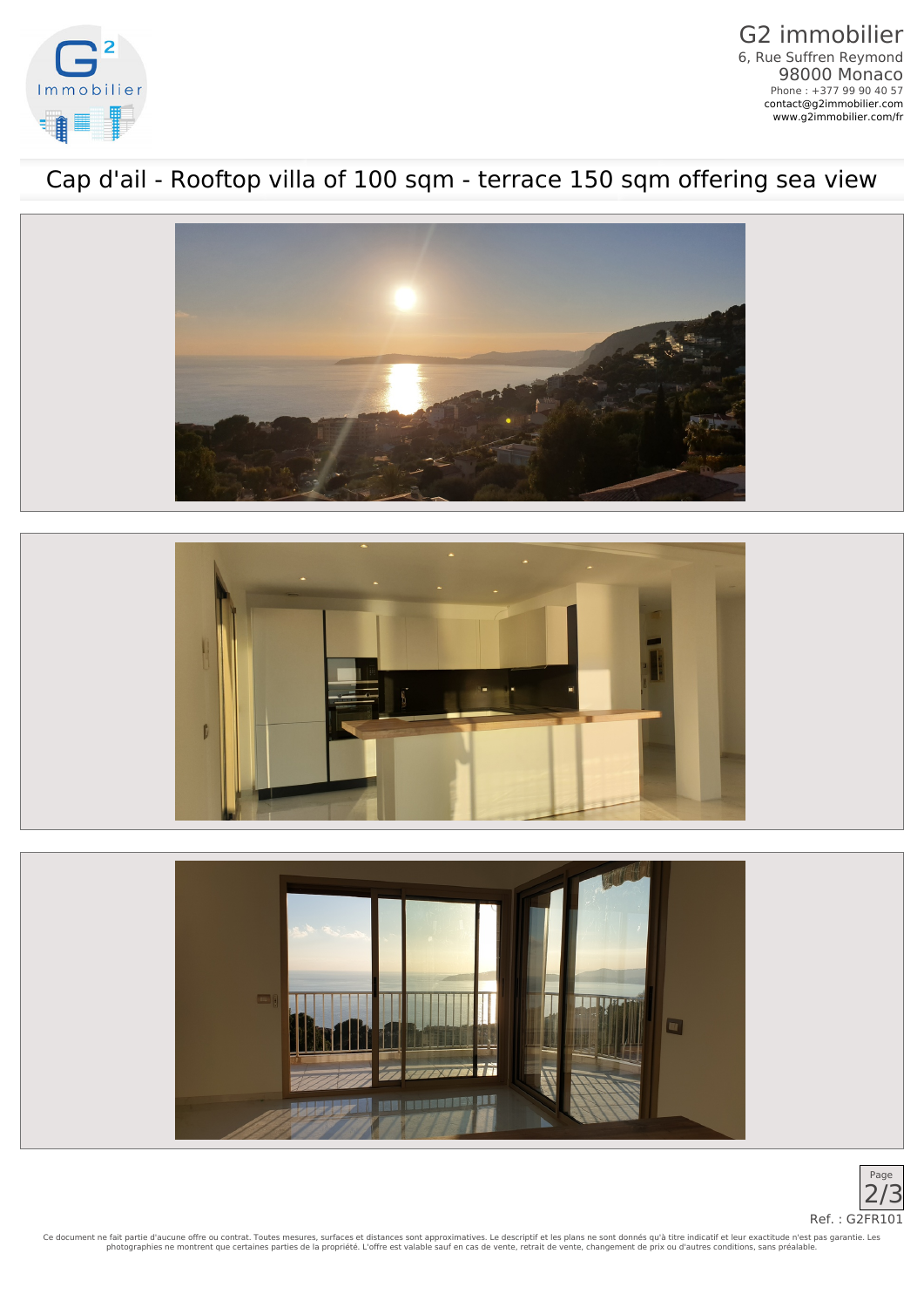G2 immobilier
6, Rue Suffren Reymond
98000 Monaco
Phone : +377 99 90 40 57
contact@g2immobilier.com
www.g2immobilier.com/fr

# Cap d'ail - Rooftop villa of 100 sqm - terrace 150 sqm offering sea view

Ref. : G2FR101

Ce document ne fait partie d'aucune offre ou contrat. Toutes mesures, surfaces et distances sont approximatives. Le descriptif et les plans ne sont donnés qu'à titre indicatif et leur exactitude n'est pas garantie. Les photographies ne montrent que certaines parties de la propriété. L'offre est valable sauf en cas de vente, retrait de vente, changement de prix ou d'autres conditions, sans préalable.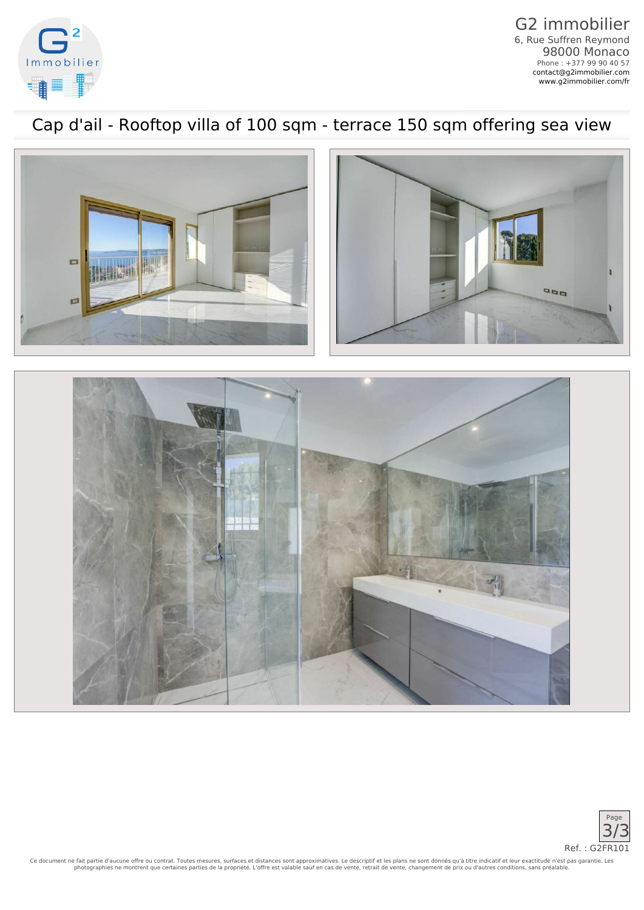G2 immobilier
6, Rue Suffren Reymond
98000 Monaco
Phone : +377 99 90 40 57
contact@g2immobilier.com
www.g2immobilier.com/fr

# Cap d'ail - Rooftop villa of 100 sqm - terrace 150 sqm offering sea view

Ref. : G2FR101

Ce document ne fait partie d'aucune offre ou contrat. Toutes mesures, surfaces et distances sont approximatives. Le descriptif et les plans ne sont donnés qu'à titre indicatif et leur exactitude n'est pas garantie. Les photographies ne montrent que certaines parties de la propriété. L'offre est valable sauf en cas de vente, retrait de vente, changement de prix ou d'autres conditions, sans préalable.